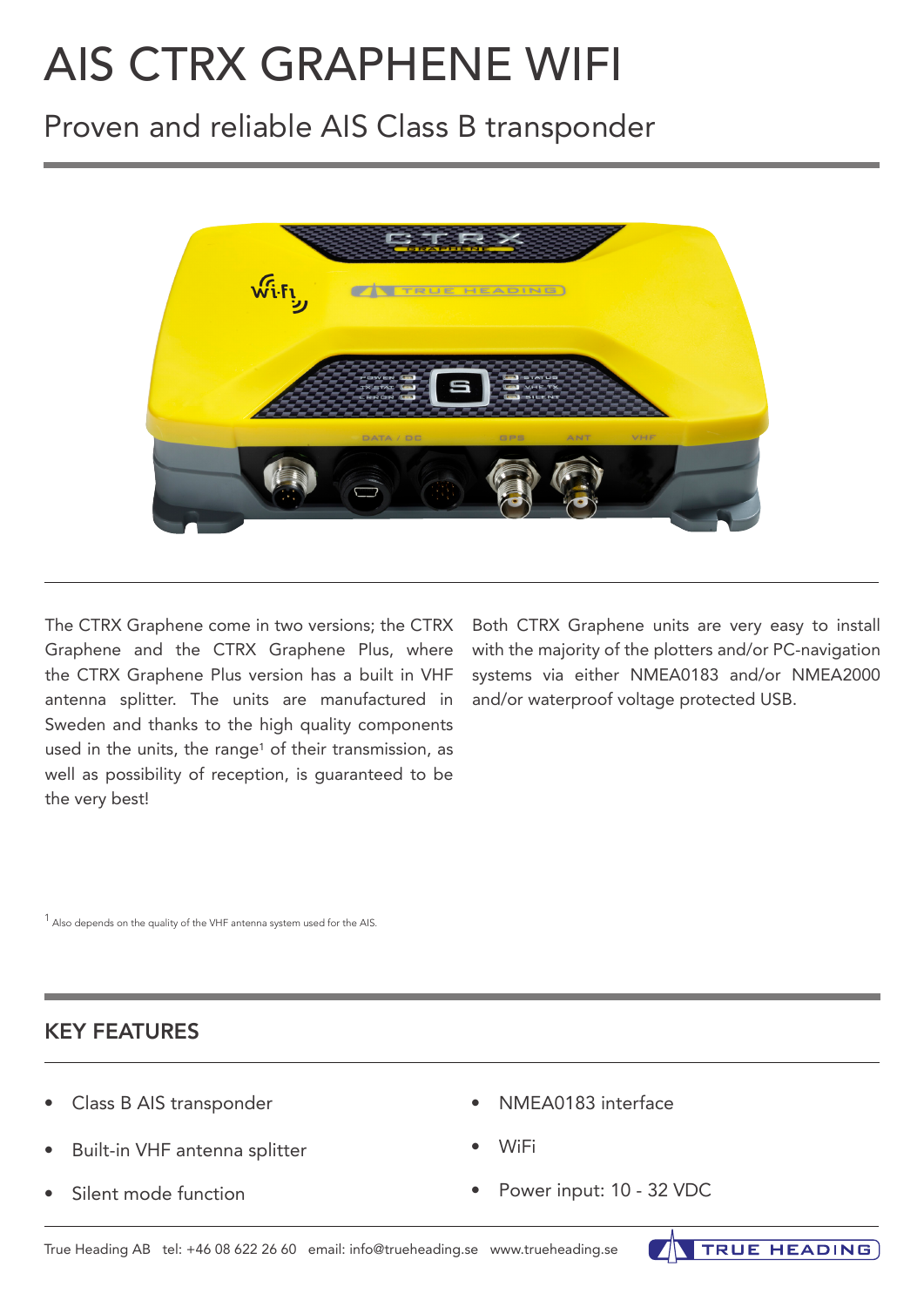# AIS CTRX GRAPHENE WIFI

## Proven and reliable AIS Class B transponder

The CTRX Graphene come in two versions; the CTRX Graphene and the CTRX Graphene Plus, where the CTRX Graphene Plus version has a built in VHF antenna splitter. The units are manufactured in Sweden and thanks to the high quality components used in the units, the range[1] of their transmission, as well as possibility of reception, is guaranteed to be the very best!

Both CTRX Graphene units are very easy to install with the majority of the plotters and/or PC-navigation systems via either NMEA0183 and/or NMEA2000 and/or waterproof voltage protected USB.

[1] Also depends on the quality of the VHF antenna system used for the AIS.

## KEY FEATURES

- Class B AIS transponder
- Built-in VHF antenna splitter
- Silent mode function
- NMEA0183 interface
- WiFi
- Power input: 10 - 32 VDC

True Heading AB tel: +46 08 622 26 60 email: info@trueheading.se www.trueheading.se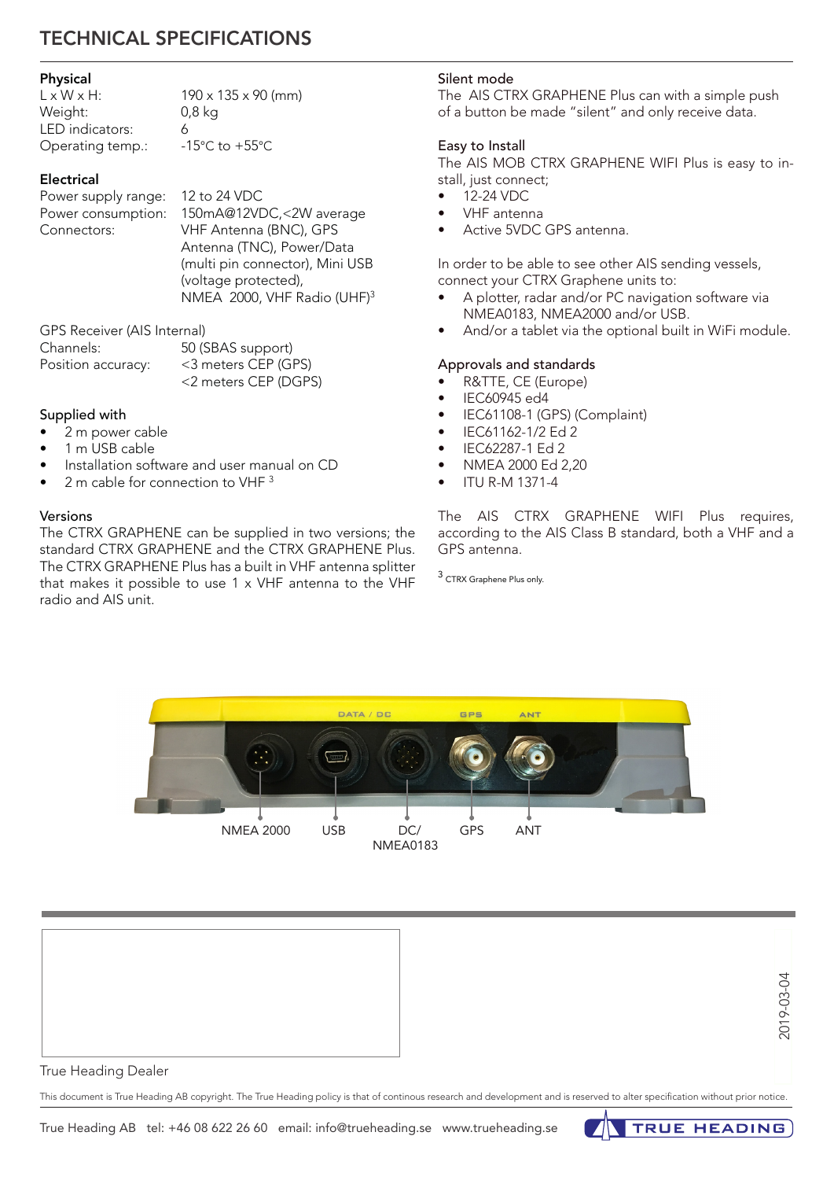# TECHNICAL SPECIFICATIONS

### Physical

| | |
|---|---|
| L x W x H: | 190 x 135 x 90 (mm) |
| Weight: | 0,8 kg |
| LED indicators: | 6 |
| Operating temp.: | -15°C to +55°C |

### Electrical

| | |
|---|---|
| Power supply range: | 12 to 24 VDC |
| Power consumption: | 150mA@12VDC,<2W average |
| Connectors: | VHF Antenna (BNC), GPS Antenna (TNC), Power/Data (multi pin connector), Mini USB (voltage protected), NMEA 2000, VHF Radio (UHF)[3] |

GPS Receiver (AIS Internal)

| | |
|---|---|
| Channels: | 50 (SBAS support) |
| Position accuracy: | <3 meters CEP (GPS)<br><2 meters CEP (DGPS) |

### Supplied with

- 2 m power cable
- 1 m USB cable
- Installation software and user manual on CD
- 2 m cable for connection to VHF [3]

### Versions

The CTRX GRAPHENE can be supplied in two versions; the standard CTRX GRAPHENE and the CTRX GRAPHENE Plus. The CTRX GRAPHENE Plus has a built in VHF antenna splitter that makes it possible to use 1 x VHF antenna to the VHF radio and AIS unit.

### Silent mode

The AIS CTRX GRAPHENE Plus can with a simple push of a button be made "silent" and only receive data.

### Easy to Install

The AIS MOB CTRX GRAPHENE WIFI Plus is easy to install, just connect;

- 12-24 VDC
- VHF antenna
- Active 5VDC GPS antenna.

In order to be able to see other AIS sending vessels, connect your CTRX Graphene units to:

- A plotter, radar and/or PC navigation software via NMEA0183, NMEA2000 and/or USB.
- And/or a tablet via the optional built in WiFi module.

### Approvals and standards

- R&TTE, CE (Europe)
- IEC60945 ed4
- IEC61108-1 (GPS) (Complaint)
- IEC61162-1/2 Ed 2
- IEC62287-1 Ed 2
- NMEA 2000 Ed 2,20
- ITU R-M 1371-4

The AIS CTRX GRAPHENE WIFI Plus requires, according to the AIS Class B standard, both a VHF and a GPS antenna.

[3] CTRX Graphene Plus only.

DATA / DC GPS ANT

NMEA 2000 USB DC/ NMEA0183 GPS ANT

True Heading Dealer

2019-03-04

This document is True Heading AB copyright. The True Heading policy is that of continous research and development and is reserved to alter specification without prior notice.

True Heading AB tel: +46 08 622 26 60 email: info@trueheading.se www.trueheading.se

TRUE HEADING